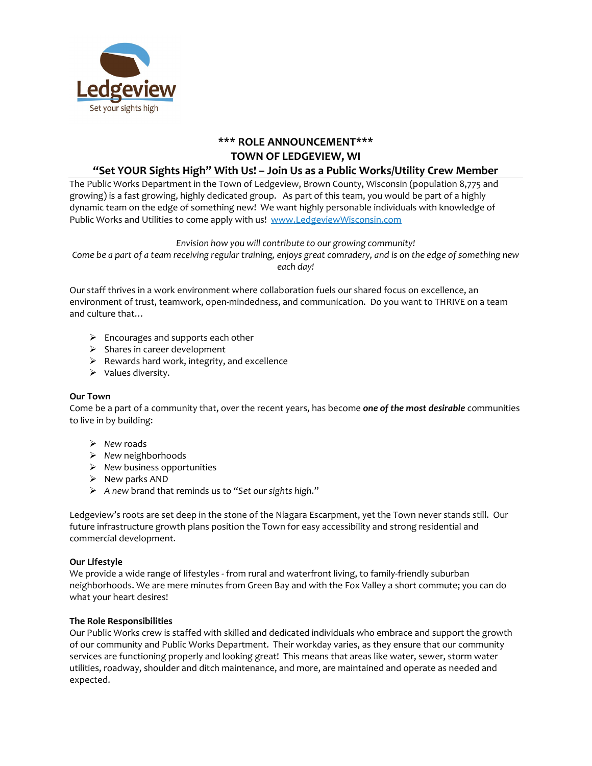Ledgeview
Set your sights high

# \*\*\* ROLE ANNOUNCEMENT\*\*\*

## TOWN OF LEDGEVIEW, WI

## "Set YOUR Sights High" With Us! – Join Us as a Public Works/Utility Crew Member

The Public Works Department in the Town of Ledgeview, Brown County, Wisconsin (population 8,775 and growing) is a fast growing, highly dedicated group. As part of this team, you would be part of a highly dynamic team on the edge of something new! We want highly personable individuals with knowledge of Public Works and Utilities to come apply with us! [www.LedgeviewWisconsin.com](http://www.LedgeviewWisconsin.com)

*Envision how you will contribute to our growing community!*
*Come be a part of a team receiving regular training, enjoys great comradery, and is on the edge of something new each day!*

Our staff thrives in a work environment where collaboration fuels our shared focus on excellence, an environment of trust, teamwork, open-mindedness, and communication. Do you want to THRIVE on a team and culture that…

- Encourages and supports each other
- Shares in career development
- Rewards hard work, integrity, and excellence
- Values diversity.

**Our Town**
Come be a part of a community that, over the recent years, has become ***one of the most desirable*** communities to live in by building:

- *New* roads
- *New* neighborhoods
- *New* business opportunities
- New parks AND
- *A new* brand that reminds us to "*Set our sights high*."

Ledgeview's roots are set deep in the stone of the Niagara Escarpment, yet the Town never stands still. Our future infrastructure growth plans position the Town for easy accessibility and strong residential and commercial development.

**Our Lifestyle**
We provide a wide range of lifestyles - from rural and waterfront living, to family-friendly suburban neighborhoods. We are mere minutes from Green Bay and with the Fox Valley a short commute; you can do what your heart desires!

**The Role Responsibilities**
Our Public Works crew is staffed with skilled and dedicated individuals who embrace and support the growth of our community and Public Works Department. Their workday varies, as they ensure that our community services are functioning properly and looking great! This means that areas like water, sewer, storm water utilities, roadway, shoulder and ditch maintenance, and more, are maintained and operate as needed and expected.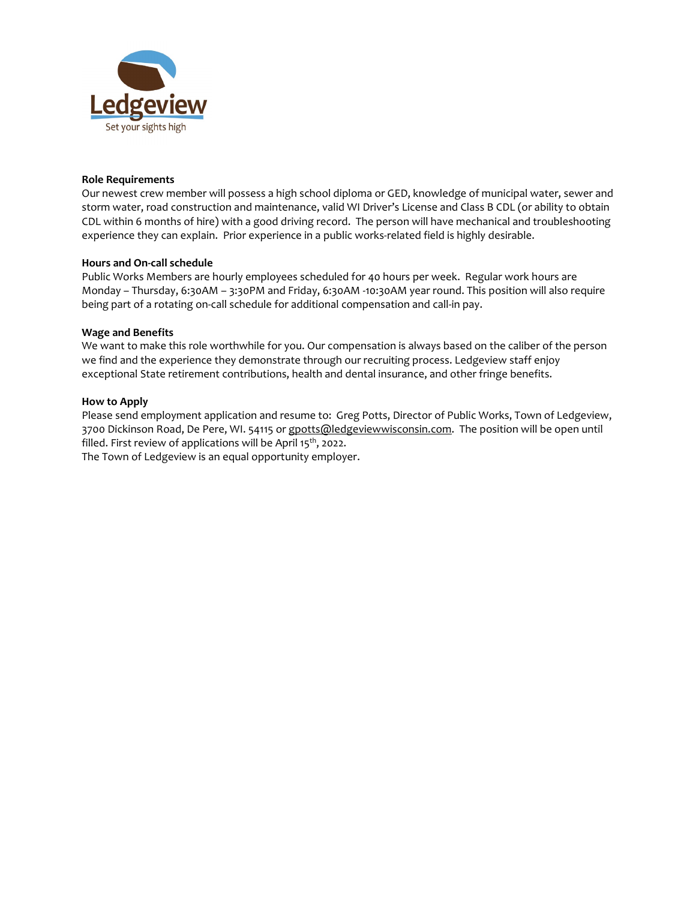**Role Requirements**
Our newest crew member will possess a high school diploma or GED, knowledge of municipal water, sewer and storm water, road construction and maintenance, valid WI Driver's License and Class B CDL (or ability to obtain CDL within 6 months of hire) with a good driving record. The person will have mechanical and troubleshooting experience they can explain. Prior experience in a public works-related field is highly desirable.

**Hours and On-call schedule**
Public Works Members are hourly employees scheduled for 40 hours per week. Regular work hours are Monday – Thursday, 6:30AM – 3:30PM and Friday, 6:30AM -10:30AM year round. This position will also require being part of a rotating on-call schedule for additional compensation and call-in pay.

**Wage and Benefits**
We want to make this role worthwhile for you. Our compensation is always based on the caliber of the person we find and the experience they demonstrate through our recruiting process. Ledgeview staff enjoy exceptional State retirement contributions, health and dental insurance, and other fringe benefits.

**How to Apply**
Please send employment application and resume to: Greg Potts, Director of Public Works, Town of Ledgeview, 3700 Dickinson Road, De Pere, WI. 54115 or gpotts@ledgeviewwisconsin.com. The position will be open until filled. First review of applications will be April 15th, 2022.
The Town of Ledgeview is an equal opportunity employer.